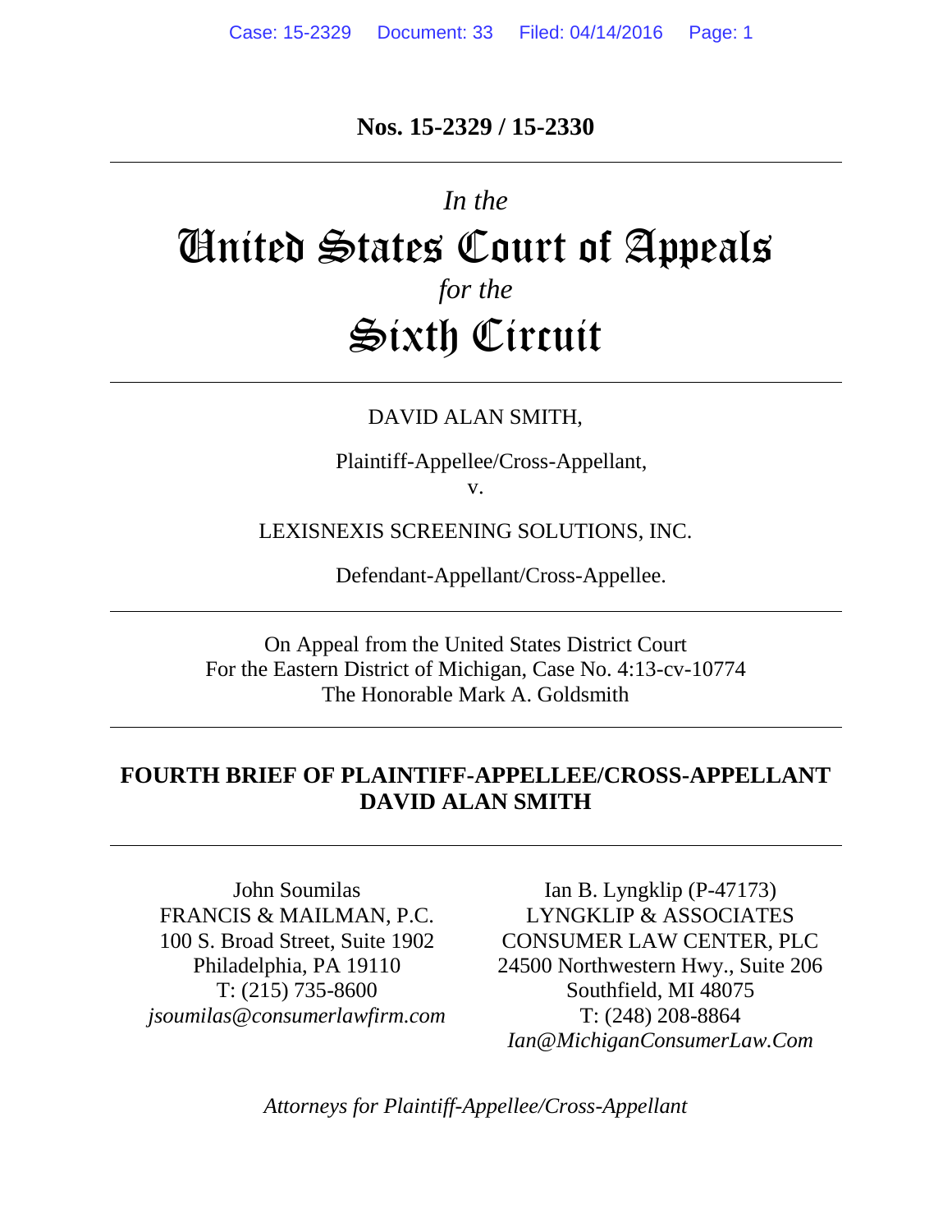**Nos. 15-2329 / 15-2330**

---

*In the*

# United States Court of Appeals

*for the*

# Sixth Circuit

---

DAVID ALAN SMITH,

Plaintiff-Appellee/Cross-Appellant,

v.

LEXISNEXIS SCREENING SOLUTIONS, INC.

Defendant-Appellant/Cross-Appellee.

---

On Appeal from the United States District Court
For the Eastern District of Michigan, Case No. 4:13-cv-10774
The Honorable Mark A. Goldsmith

---

## FOURTH BRIEF OF PLAINTIFF-APPELLEE/CROSS-APPELLANT DAVID ALAN SMITH

---

John Soumilas
FRANCIS & MAILMAN, P.C.
100 S. Broad Street, Suite 1902
Philadelphia, PA 19110
T: (215) 735-8600
*jsoumilas@consumerlawfirm.com*

Ian B. Lyngklip (P-47173)
LYNGKLIP & ASSOCIATES
CONSUMER LAW CENTER, PLC
24500 Northwestern Hwy., Suite 206
Southfield, MI 48075
T: (248) 208-8864
*Ian@MichiganConsumerLaw.Com*

*Attorneys for Plaintiff-Appellee/Cross-Appellant*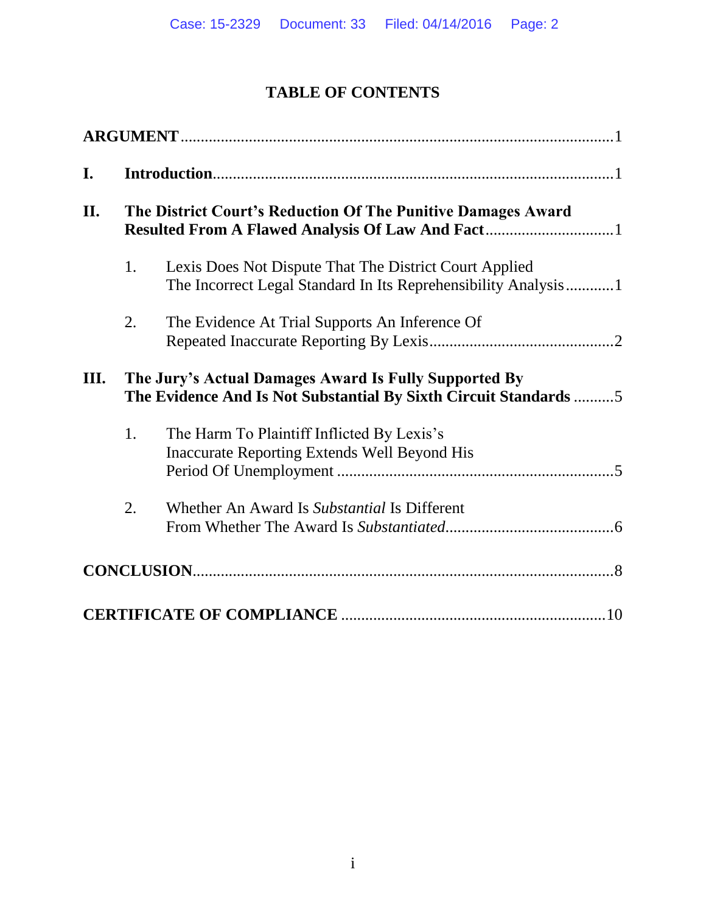# TABLE OF CONTENTS

**ARGUMENT** .......... 1

**I. Introduction** .......... 1

**II. The District Court's Reduction Of The Punitive Damages Award Resulted From A Flawed Analysis Of Law And Fact** .......... 1

1. Lexis Does Not Dispute That The District Court Applied The Incorrect Legal Standard In Its Reprehensibility Analysis .......... 1

2. The Evidence At Trial Supports An Inference Of Repeated Inaccurate Reporting By Lexis .......... 2

**III. The Jury's Actual Damages Award Is Fully Supported By The Evidence And Is Not Substantial By Sixth Circuit Standards** .......... 5

1. The Harm To Plaintiff Inflicted By Lexis's Inaccurate Reporting Extends Well Beyond His Period Of Unemployment .......... 5

2. Whether An Award Is *Substantial* Is Different From Whether The Award Is *Substantiated* .......... 6

**CONCLUSION** .......... 8

**CERTIFICATE OF COMPLIANCE** .......... 10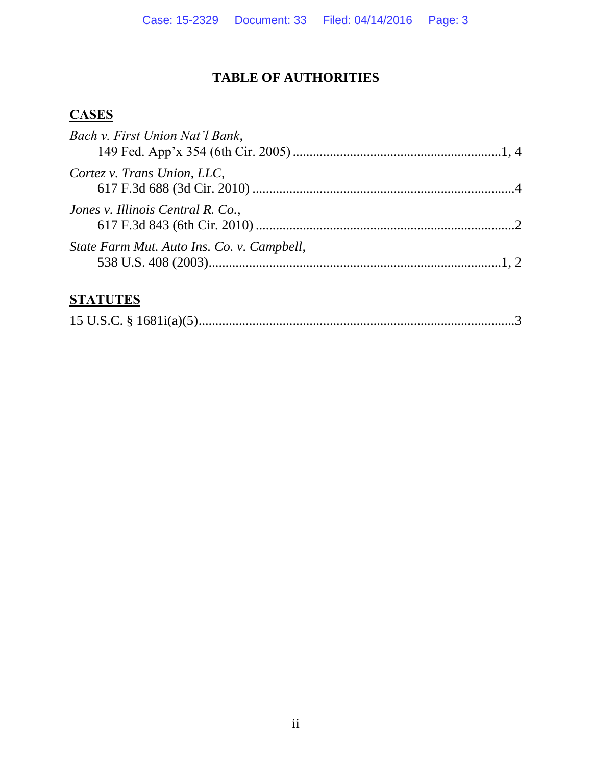# TABLE OF AUTHORITIES

## CASES

*Bach v. First Union Nat'l Bank*,
    149 Fed. App'x 354 (6th Cir. 2005) .............................................................1, 4

*Cortez v. Trans Union, LLC*,
    617 F.3d 688 (3d Cir. 2010) .............................................................................4

*Jones v. Illinois Central R. Co.*,
    617 F.3d 843 (6th Cir. 2010) ............................................................................2

*State Farm Mut. Auto Ins. Co. v. Campbell*,
    538 U.S. 408 (2003).......................................................................................1, 2

## STATUTES

15 U.S.C. § 1681i(a)(5).............................................................................................3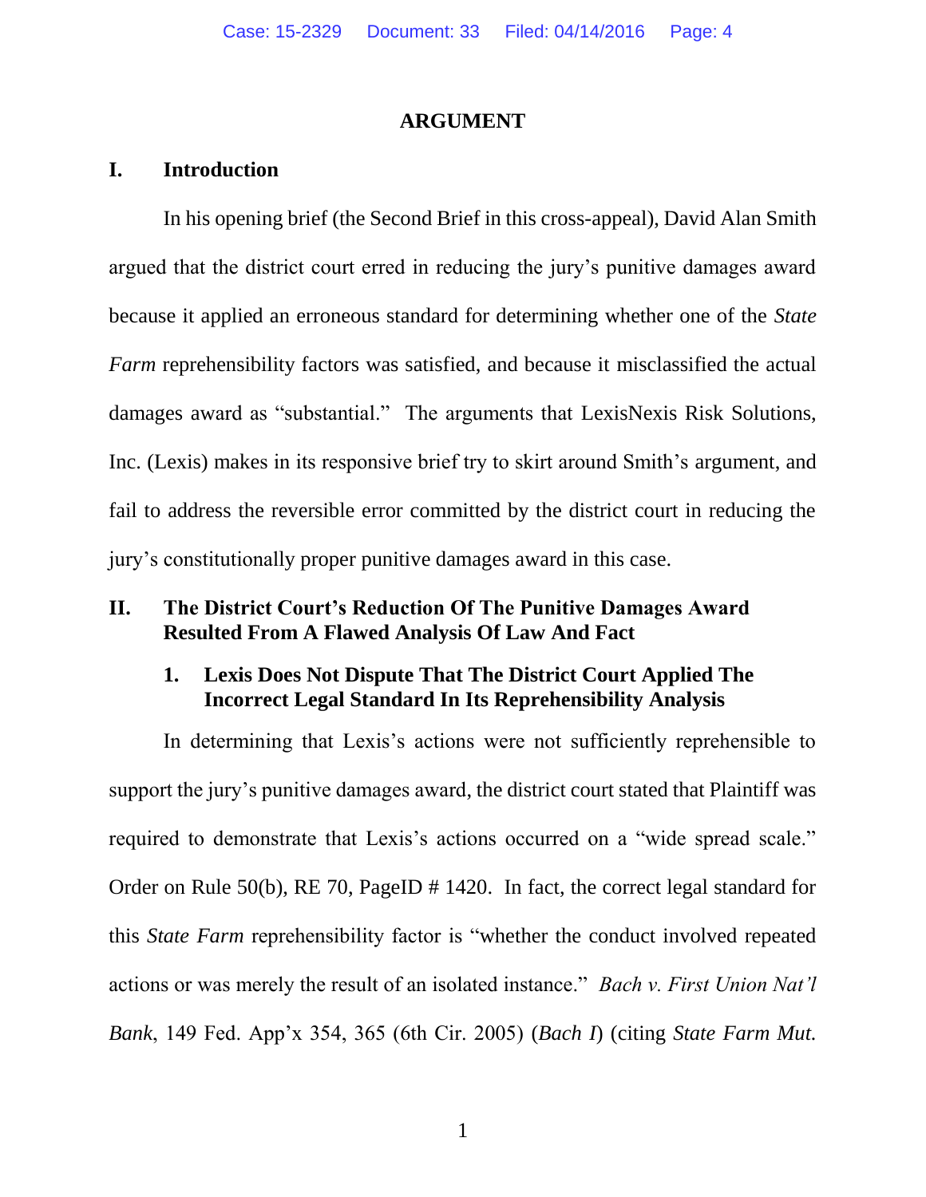## ARGUMENT

### I. Introduction

In his opening brief (the Second Brief in this cross-appeal), David Alan Smith argued that the district court erred in reducing the jury's punitive damages award because it applied an erroneous standard for determining whether one of the *State Farm* reprehensibility factors was satisfied, and because it misclassified the actual damages award as "substantial." The arguments that LexisNexis Risk Solutions, Inc. (Lexis) makes in its responsive brief try to skirt around Smith's argument, and fail to address the reversible error committed by the district court in reducing the jury's constitutionally proper punitive damages award in this case.

### II. The District Court's Reduction Of The Punitive Damages Award Resulted From A Flawed Analysis Of Law And Fact

#### 1. Lexis Does Not Dispute That The District Court Applied The Incorrect Legal Standard In Its Reprehensibility Analysis

In determining that Lexis's actions were not sufficiently reprehensible to support the jury's punitive damages award, the district court stated that Plaintiff was required to demonstrate that Lexis's actions occurred on a "wide spread scale." Order on Rule 50(b), RE 70, PageID # 1420. In fact, the correct legal standard for this *State Farm* reprehensibility factor is "whether the conduct involved repeated actions or was merely the result of an isolated instance." *Bach v. First Union Nat'l Bank*, 149 Fed. App'x 354, 365 (6th Cir. 2005) (*Bach I*) (citing *State Farm Mut.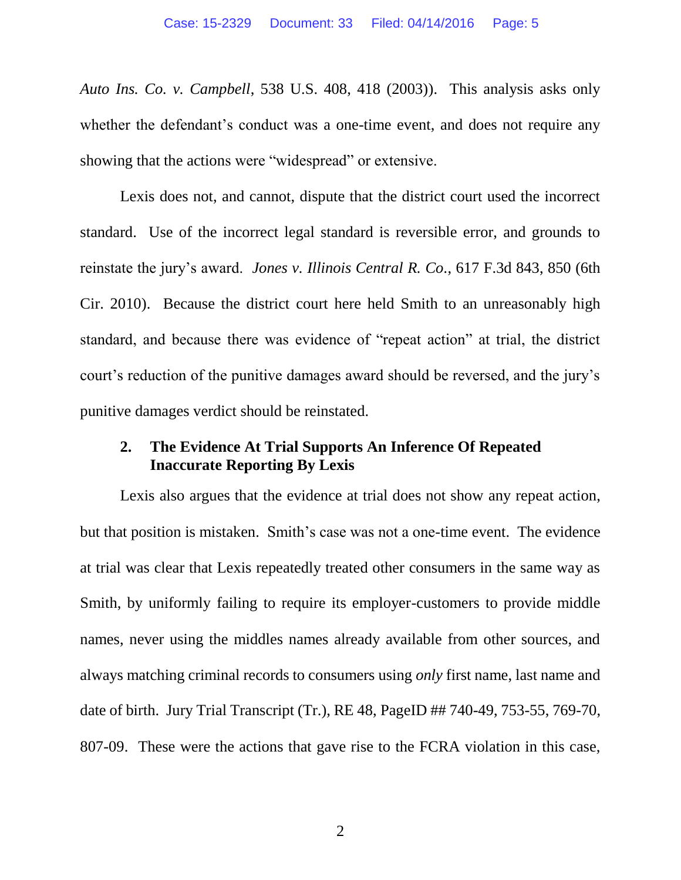*Auto Ins. Co. v. Campbell*, 538 U.S. 408, 418 (2003)). This analysis asks only whether the defendant's conduct was a one-time event, and does not require any showing that the actions were "widespread" or extensive.

Lexis does not, and cannot, dispute that the district court used the incorrect standard. Use of the incorrect legal standard is reversible error, and grounds to reinstate the jury's award. *Jones v. Illinois Central R. Co.*, 617 F.3d 843, 850 (6th Cir. 2010). Because the district court here held Smith to an unreasonably high standard, and because there was evidence of "repeat action" at trial, the district court's reduction of the punitive damages award should be reversed, and the jury's punitive damages verdict should be reinstated.

### 2. The Evidence At Trial Supports An Inference Of Repeated Inaccurate Reporting By Lexis

Lexis also argues that the evidence at trial does not show any repeat action, but that position is mistaken. Smith's case was not a one-time event. The evidence at trial was clear that Lexis repeatedly treated other consumers in the same way as Smith, by uniformly failing to require its employer-customers to provide middle names, never using the middles names already available from other sources, and always matching criminal records to consumers using *only* first name, last name and date of birth. Jury Trial Transcript (Tr.), RE 48, PageID ## 740-49, 753-55, 769-70, 807-09. These were the actions that gave rise to the FCRA violation in this case,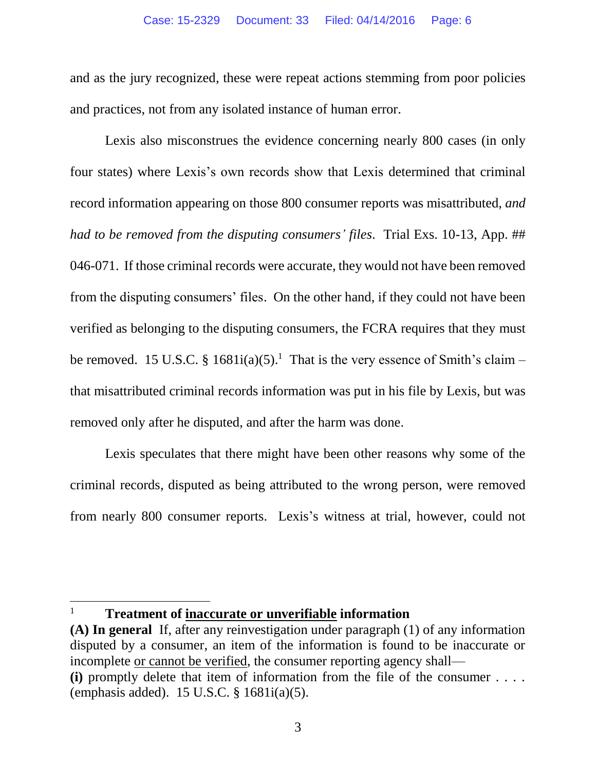and as the jury recognized, these were repeat actions stemming from poor policies and practices, not from any isolated instance of human error.

Lexis also misconstrues the evidence concerning nearly 800 cases (in only four states) where Lexis's own records show that Lexis determined that criminal record information appearing on those 800 consumer reports was misattributed, *and had to be removed from the disputing consumers' files*. Trial Exs. 10-13, App. ## 046-071. If those criminal records were accurate, they would not have been removed from the disputing consumers' files. On the other hand, if they could not have been verified as belonging to the disputing consumers, the FCRA requires that they must be removed. 15 U.S.C. § 1681i(a)(5).[1] That is the very essence of Smith's claim – that misattributed criminal records information was put in his file by Lexis, but was removed only after he disputed, and after the harm was done.

Lexis speculates that there might have been other reasons why some of the criminal records, disputed as being attributed to the wrong person, were removed from nearly 800 consumer reports. Lexis's witness at trial, however, could not

---

[1] **Treatment of <u>inaccurate or unverifiable</u> information**
**(A) In general** If, after any reinvestigation under paragraph (1) of any information disputed by a consumer, an item of the information is found to be inaccurate or incomplete <u>or cannot be verified</u>, the consumer reporting agency shall—
**(i)** promptly delete that item of information from the file of the consumer . . . . (emphasis added). 15 U.S.C. § 1681i(a)(5).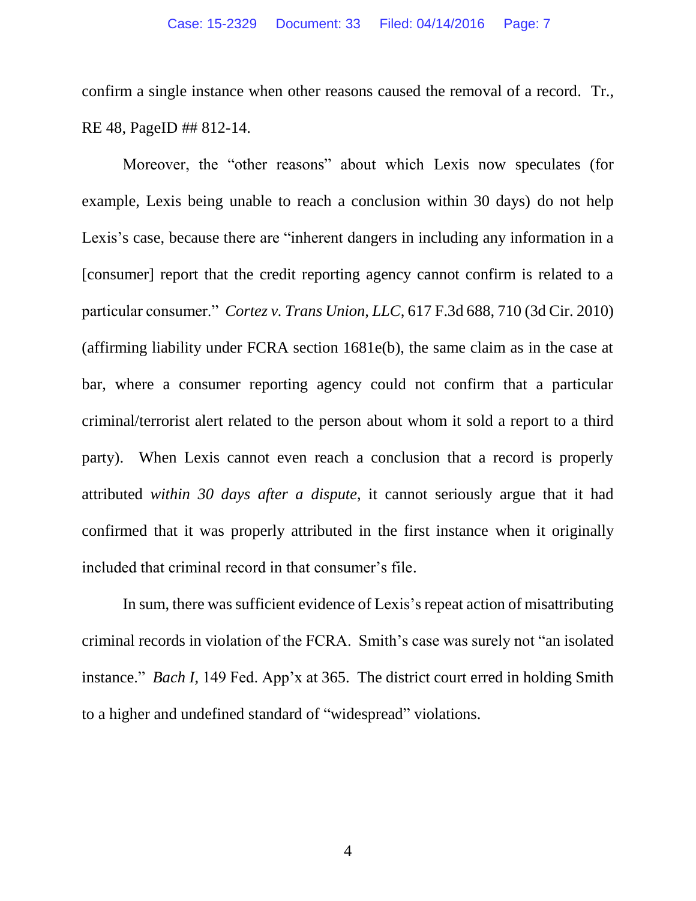confirm a single instance when other reasons caused the removal of a record. Tr., RE 48, PageID ## 812-14.

Moreover, the "other reasons" about which Lexis now speculates (for example, Lexis being unable to reach a conclusion within 30 days) do not help Lexis's case, because there are "inherent dangers in including any information in a [consumer] report that the credit reporting agency cannot confirm is related to a particular consumer." *Cortez v. Trans Union, LLC*, 617 F.3d 688, 710 (3d Cir. 2010) (affirming liability under FCRA section 1681e(b), the same claim as in the case at bar, where a consumer reporting agency could not confirm that a particular criminal/terrorist alert related to the person about whom it sold a report to a third party). When Lexis cannot even reach a conclusion that a record is properly attributed *within 30 days after a dispute*, it cannot seriously argue that it had confirmed that it was properly attributed in the first instance when it originally included that criminal record in that consumer's file.

In sum, there was sufficient evidence of Lexis's repeat action of misattributing criminal records in violation of the FCRA. Smith's case was surely not "an isolated instance." *Bach I*, 149 Fed. App'x at 365. The district court erred in holding Smith to a higher and undefined standard of "widespread" violations.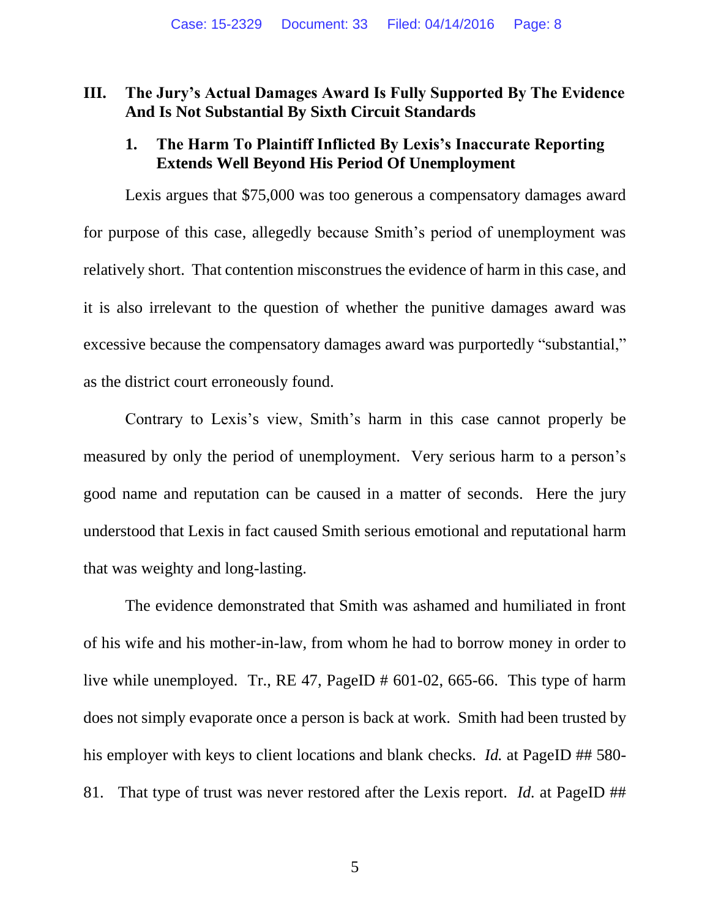## III. The Jury's Actual Damages Award Is Fully Supported By The Evidence And Is Not Substantial By Sixth Circuit Standards

### 1. The Harm To Plaintiff Inflicted By Lexis's Inaccurate Reporting Extends Well Beyond His Period Of Unemployment

Lexis argues that $75,000 was too generous a compensatory damages award for purpose of this case, allegedly because Smith's period of unemployment was relatively short. That contention misconstrues the evidence of harm in this case, and it is also irrelevant to the question of whether the punitive damages award was excessive because the compensatory damages award was purportedly "substantial," as the district court erroneously found.

Contrary to Lexis's view, Smith's harm in this case cannot properly be measured by only the period of unemployment. Very serious harm to a person's good name and reputation can be caused in a matter of seconds. Here the jury understood that Lexis in fact caused Smith serious emotional and reputational harm that was weighty and long-lasting.

The evidence demonstrated that Smith was ashamed and humiliated in front of his wife and his mother-in-law, from whom he had to borrow money in order to live while unemployed. Tr., RE 47, PageID # 601-02, 665-66. This type of harm does not simply evaporate once a person is back at work. Smith had been trusted by his employer with keys to client locations and blank checks. *Id.* at PageID ## 580-81. That type of trust was never restored after the Lexis report. *Id.* at PageID ##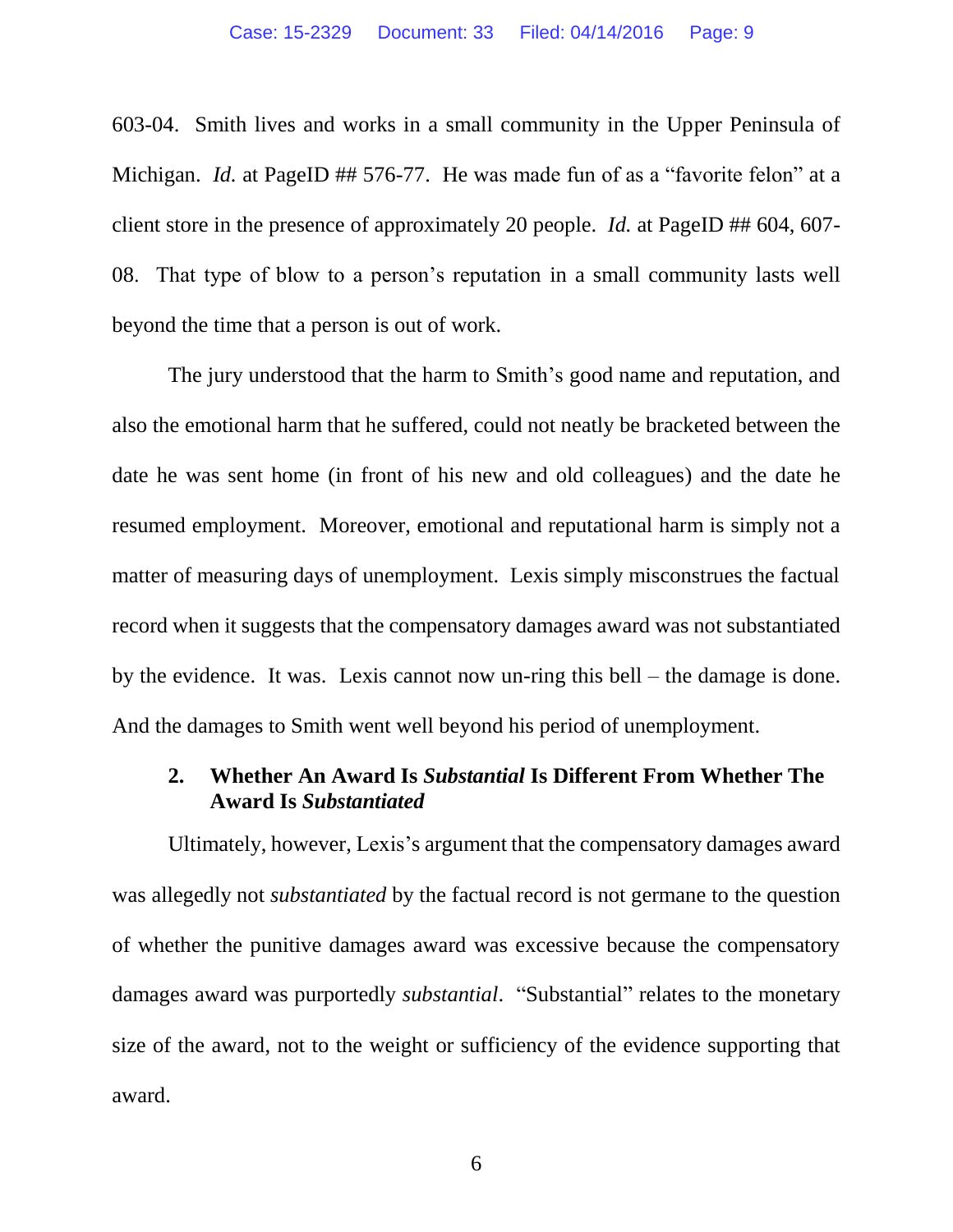603-04. Smith lives and works in a small community in the Upper Peninsula of Michigan. *Id.* at PageID ## 576-77. He was made fun of as a "favorite felon" at a client store in the presence of approximately 20 people. *Id.* at PageID ## 604, 607-08. That type of blow to a person's reputation in a small community lasts well beyond the time that a person is out of work.

The jury understood that the harm to Smith's good name and reputation, and also the emotional harm that he suffered, could not neatly be bracketed between the date he was sent home (in front of his new and old colleagues) and the date he resumed employment. Moreover, emotional and reputational harm is simply not a matter of measuring days of unemployment. Lexis simply misconstrues the factual record when it suggests that the compensatory damages award was not substantiated by the evidence. It was. Lexis cannot now un-ring this bell – the damage is done. And the damages to Smith went well beyond his period of unemployment.

### 2. Whether An Award Is *Substantial* Is Different From Whether The Award Is *Substantiated*

Ultimately, however, Lexis's argument that the compensatory damages award was allegedly not *substantiated* by the factual record is not germane to the question of whether the punitive damages award was excessive because the compensatory damages award was purportedly *substantial*. "Substantial" relates to the monetary size of the award, not to the weight or sufficiency of the evidence supporting that award.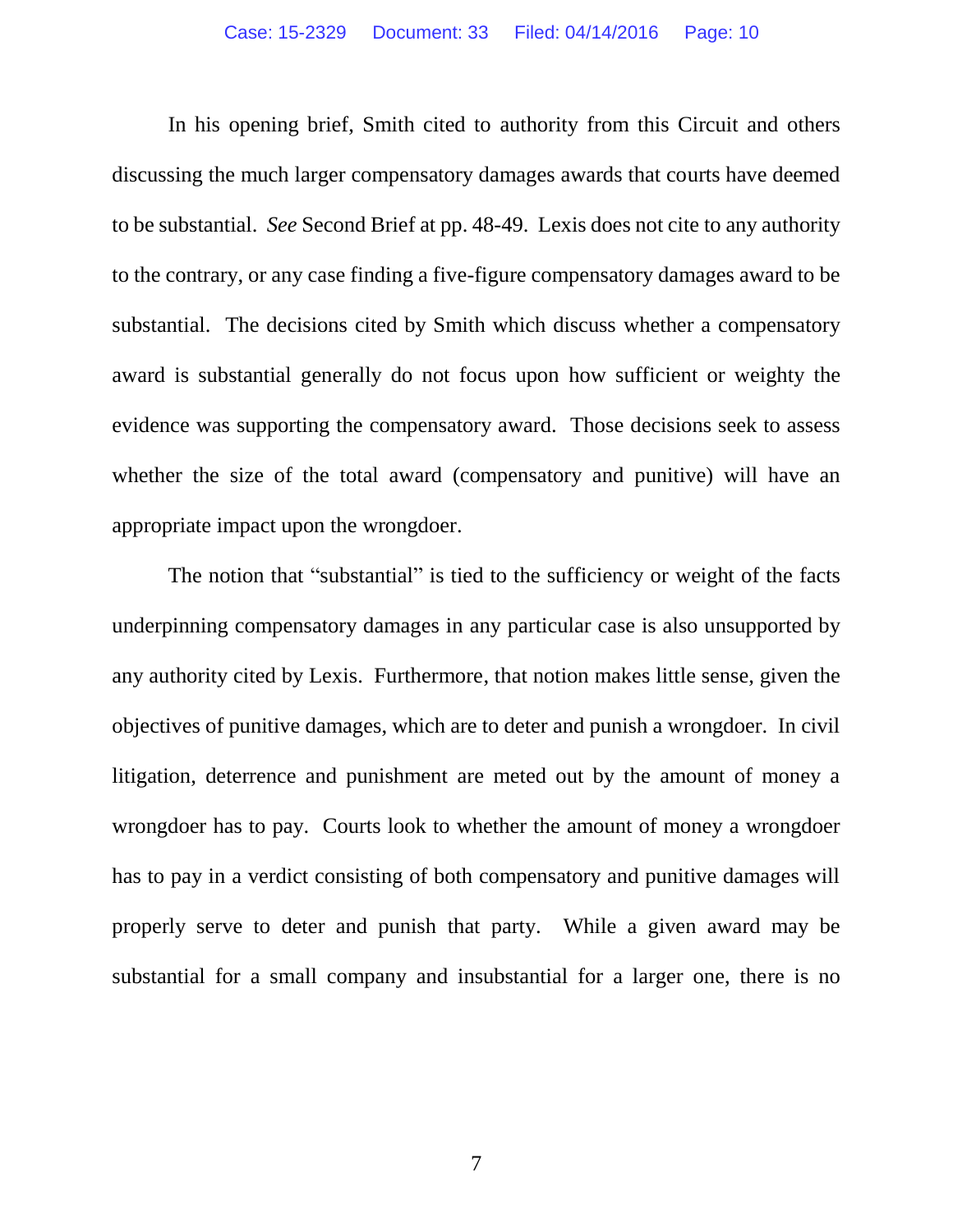In his opening brief, Smith cited to authority from this Circuit and others discussing the much larger compensatory damages awards that courts have deemed to be substantial. *See* Second Brief at pp. 48-49. Lexis does not cite to any authority to the contrary, or any case finding a five-figure compensatory damages award to be substantial. The decisions cited by Smith which discuss whether a compensatory award is substantial generally do not focus upon how sufficient or weighty the evidence was supporting the compensatory award. Those decisions seek to assess whether the size of the total award (compensatory and punitive) will have an appropriate impact upon the wrongdoer.

The notion that "substantial" is tied to the sufficiency or weight of the facts underpinning compensatory damages in any particular case is also unsupported by any authority cited by Lexis. Furthermore, that notion makes little sense, given the objectives of punitive damages, which are to deter and punish a wrongdoer. In civil litigation, deterrence and punishment are meted out by the amount of money a wrongdoer has to pay. Courts look to whether the amount of money a wrongdoer has to pay in a verdict consisting of both compensatory and punitive damages will properly serve to deter and punish that party. While a given award may be substantial for a small company and insubstantial for a larger one, there is no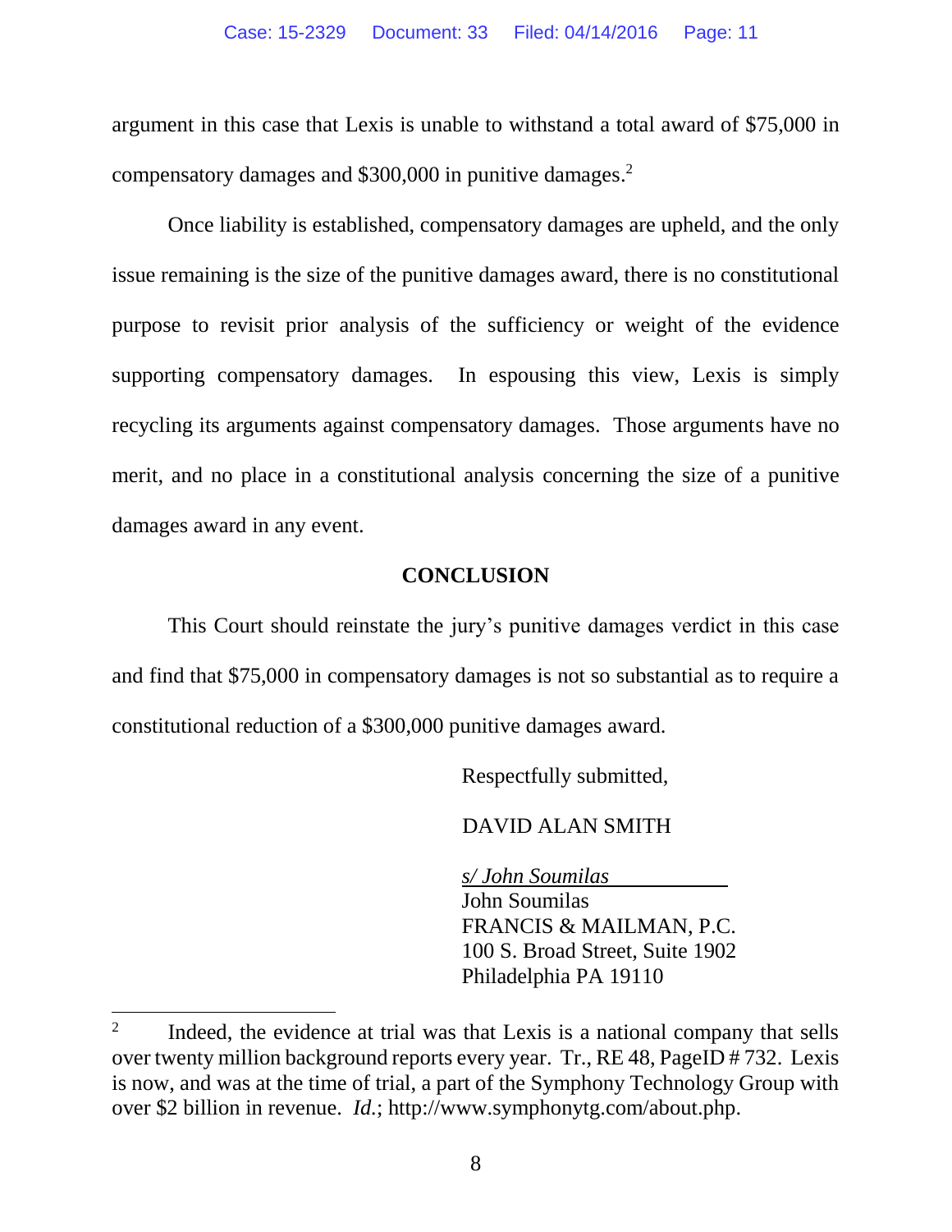argument in this case that Lexis is unable to withstand a total award of $75,000 in compensatory damages and $300,000 in punitive damages.[2]

Once liability is established, compensatory damages are upheld, and the only issue remaining is the size of the punitive damages award, there is no constitutional purpose to revisit prior analysis of the sufficiency or weight of the evidence supporting compensatory damages. In espousing this view, Lexis is simply recycling its arguments against compensatory damages. Those arguments have no merit, and no place in a constitutional analysis concerning the size of a punitive damages award in any event.

## CONCLUSION

This Court should reinstate the jury's punitive damages verdict in this case and find that $75,000 in compensatory damages is not so substantial as to require a constitutional reduction of a $300,000 punitive damages award.

Respectfully submitted,

DAVID ALAN SMITH

*s/ John Soumilas*
John Soumilas
FRANCIS & MAILMAN, P.C.
100 S. Broad Street, Suite 1902
Philadelphia PA 19110

---

[2] Indeed, the evidence at trial was that Lexis is a national company that sells over twenty million background reports every year. Tr., RE 48, PageID # 732. Lexis is now, and was at the time of trial, a part of the Symphony Technology Group with over $2 billion in revenue. *Id.*; http://www.symphonytg.com/about.php.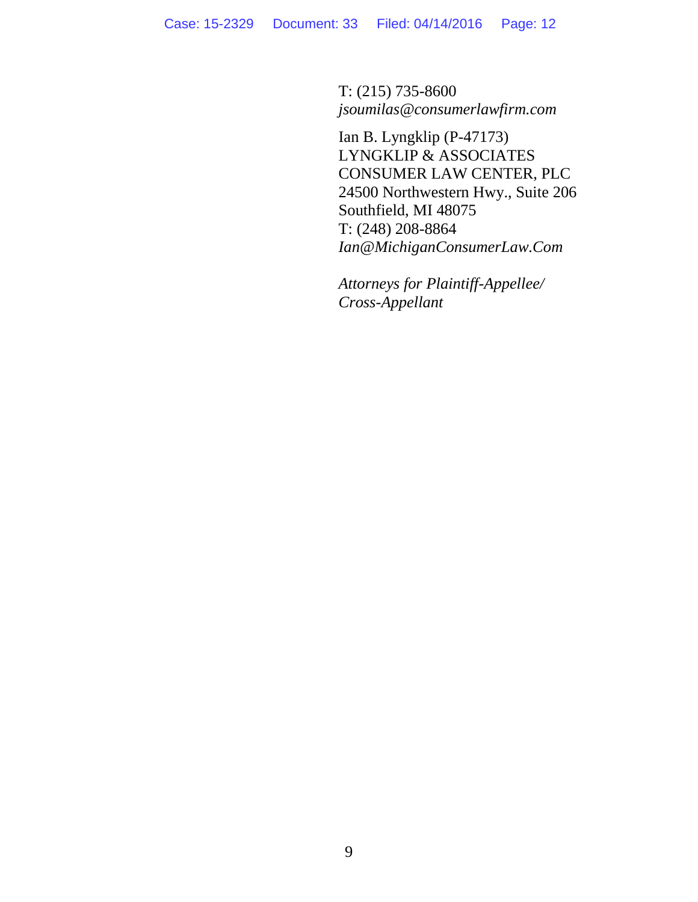T: (215) 735-8600
*jsoumilas@consumerlawfirm.com*

Ian B. Lyngklip (P-47173)
LYNGKLIP & ASSOCIATES
CONSUMER LAW CENTER, PLC
24500 Northwestern Hwy., Suite 206
Southfield, MI 48075
T: (248) 208-8864
*Ian@MichiganConsumerLaw.Com*

*Attorneys for Plaintiff-Appellee/*
*Cross-Appellant*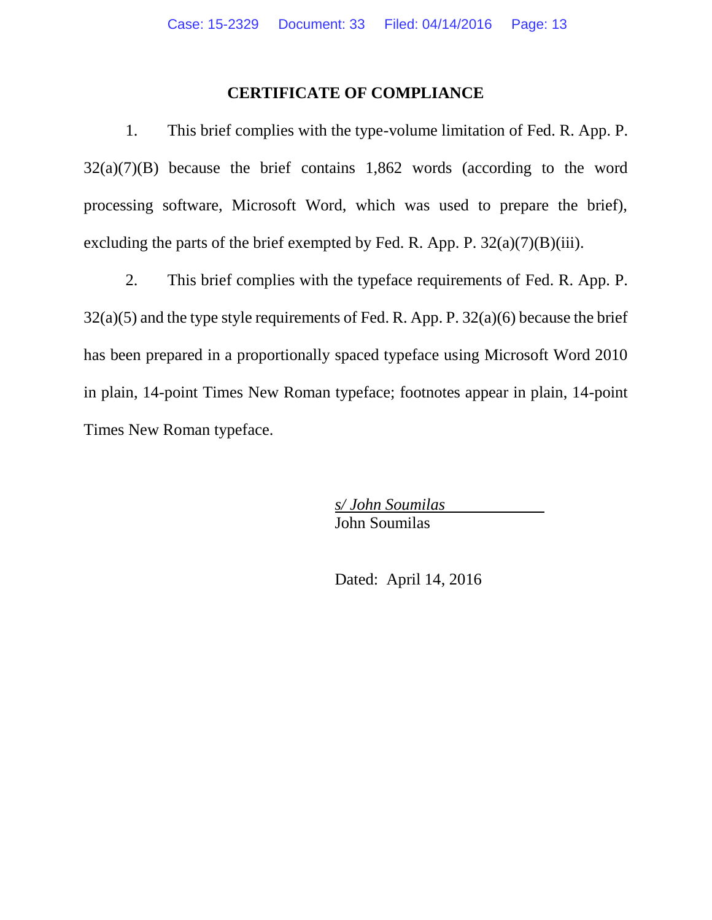## CERTIFICATE OF COMPLIANCE

1. This brief complies with the type-volume limitation of Fed. R. App. P. 32(a)(7)(B) because the brief contains 1,862 words (according to the word processing software, Microsoft Word, which was used to prepare the brief), excluding the parts of the brief exempted by Fed. R. App. P. 32(a)(7)(B)(iii).

2. This brief complies with the typeface requirements of Fed. R. App. P. 32(a)(5) and the type style requirements of Fed. R. App. P. 32(a)(6) because the brief has been prepared in a proportionally spaced typeface using Microsoft Word 2010 in plain, 14-point Times New Roman typeface; footnotes appear in plain, 14-point Times New Roman typeface.

*s/ John Soumilas*
John Soumilas

Dated: April 14, 2016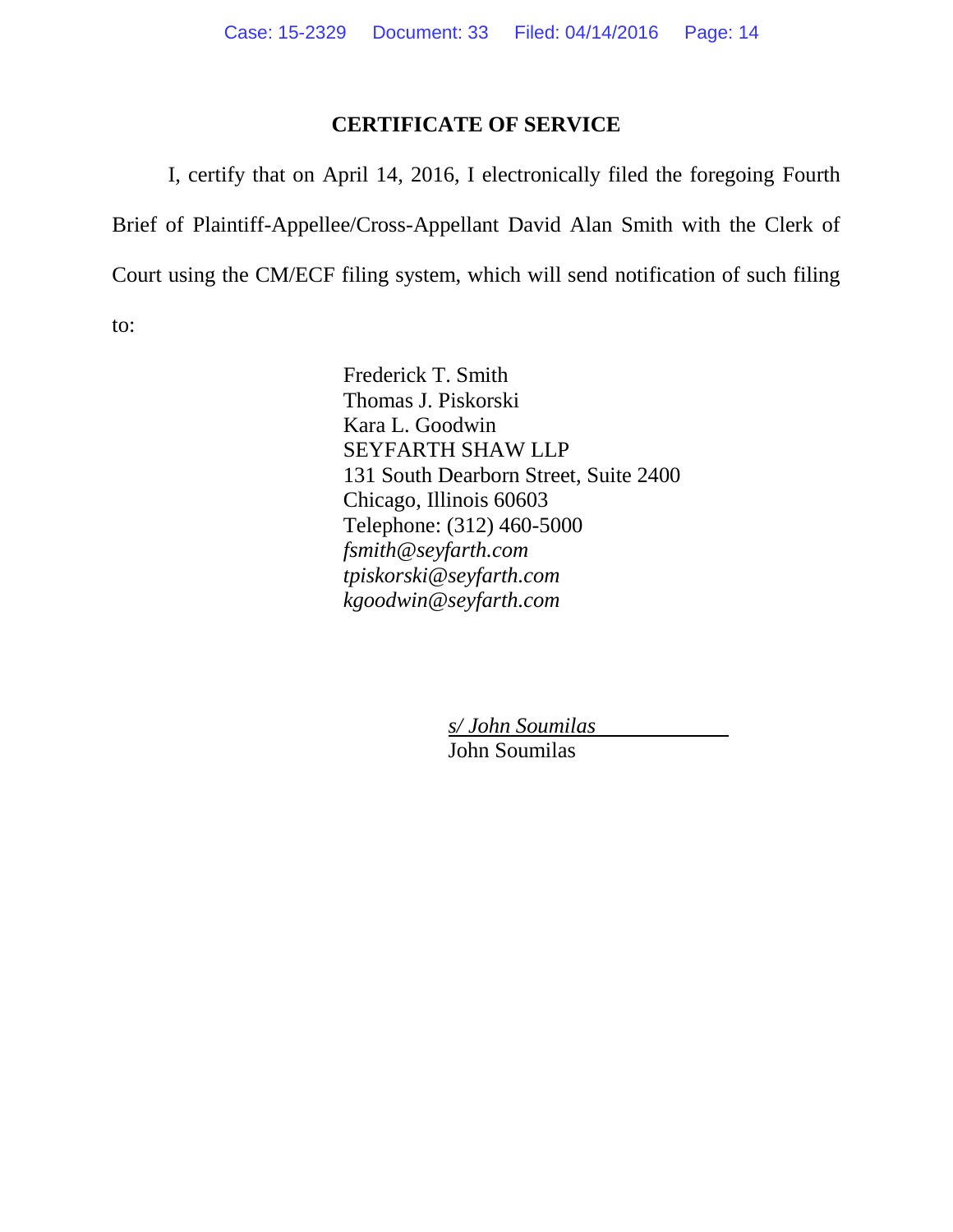## CERTIFICATE OF SERVICE

I, certify that on April 14, 2016, I electronically filed the foregoing Fourth Brief of Plaintiff-Appellee/Cross-Appellant David Alan Smith with the Clerk of Court using the CM/ECF filing system, which will send notification of such filing to:

Frederick T. Smith  
Thomas J. Piskorski  
Kara L. Goodwin  
SEYFARTH SHAW LLP  
131 South Dearborn Street, Suite 2400  
Chicago, Illinois 60603  
Telephone: (312) 460-5000  
*fsmith@seyfarth.com*  
*tpiskorski@seyfarth.com*  
*kgoodwin@seyfarth.com*

*s/ John Soumilas*  
John Soumilas